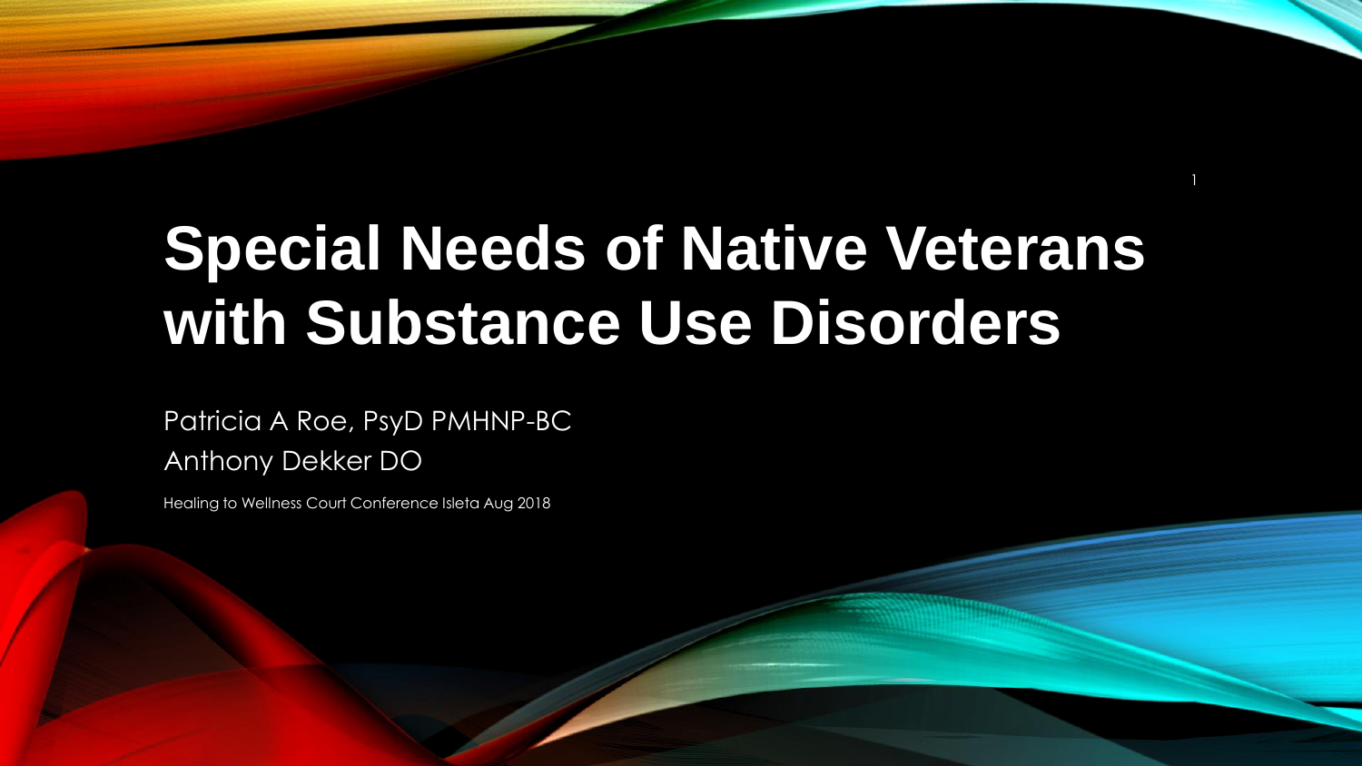# Special Needs of Native Veterans with Substance Use Disorders

Patricia A Roe, PsyD PMHNP-BC

Anthony Dekker DO

Healing to Wellness Court Conference Isleta Aug 2018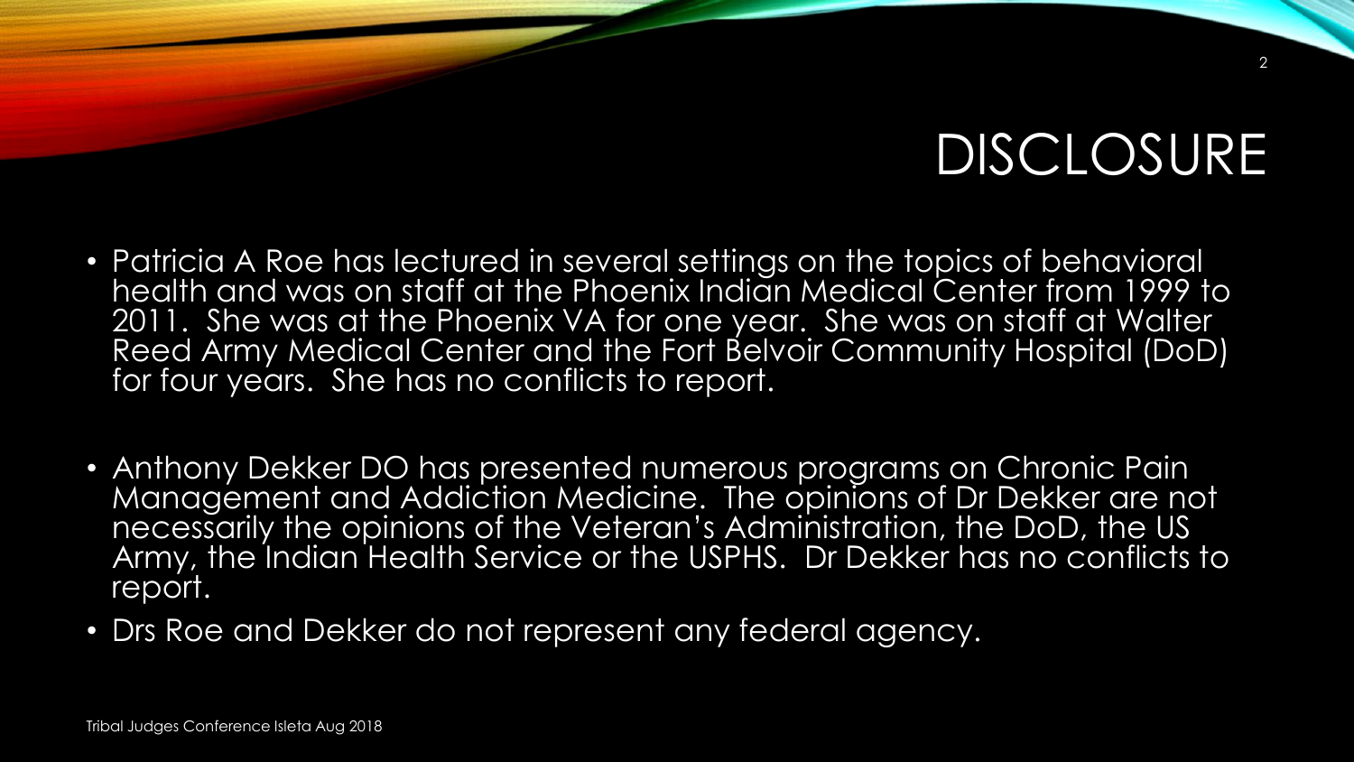# DISCLOSURE

- Patricia A Roe has lectured in several settings on the topics of behavioral health and was on staff at the Phoenix Indian Medical Center from 1999 to 2011. She was at the Phoenix VA for one year. She was on staff at Walter Reed Army Medical Center and the Fort Belvoir Community Hospital (DoD) for four years. She has no conflicts to report.

- Anthony Dekker DO has presented numerous programs on Chronic Pain Management and Addiction Medicine. The opinions of Dr Dekker are not necessarily the opinions of the Veteran's Administration, the DoD, the US Army, the Indian Health Service or the USPHS. Dr Dekker has no conflicts to report.
- Drs Roe and Dekker do not represent any federal agency.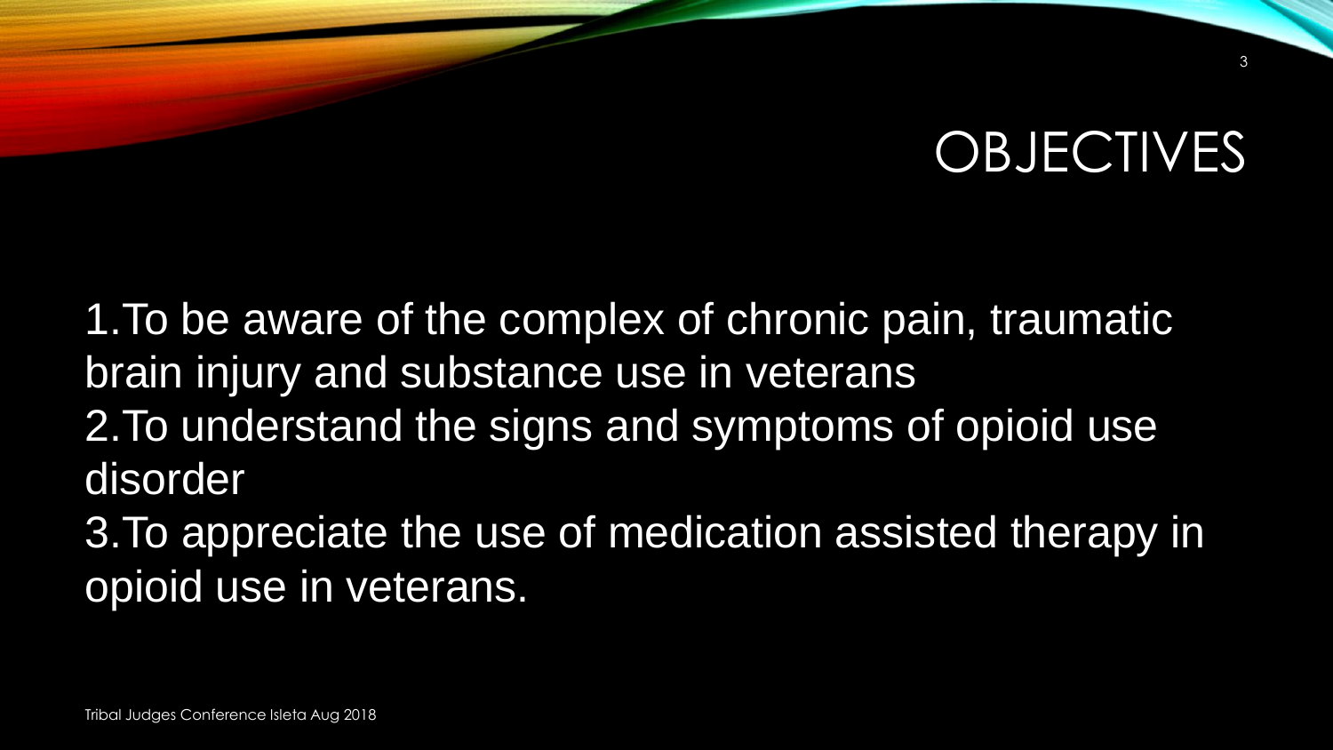# OBJECTIVES

1. To be aware of the complex of chronic pain, traumatic brain injury and substance use in veterans
2. To understand the signs and symptoms of opioid use disorder
3. To appreciate the use of medication assisted therapy in opioid use in veterans.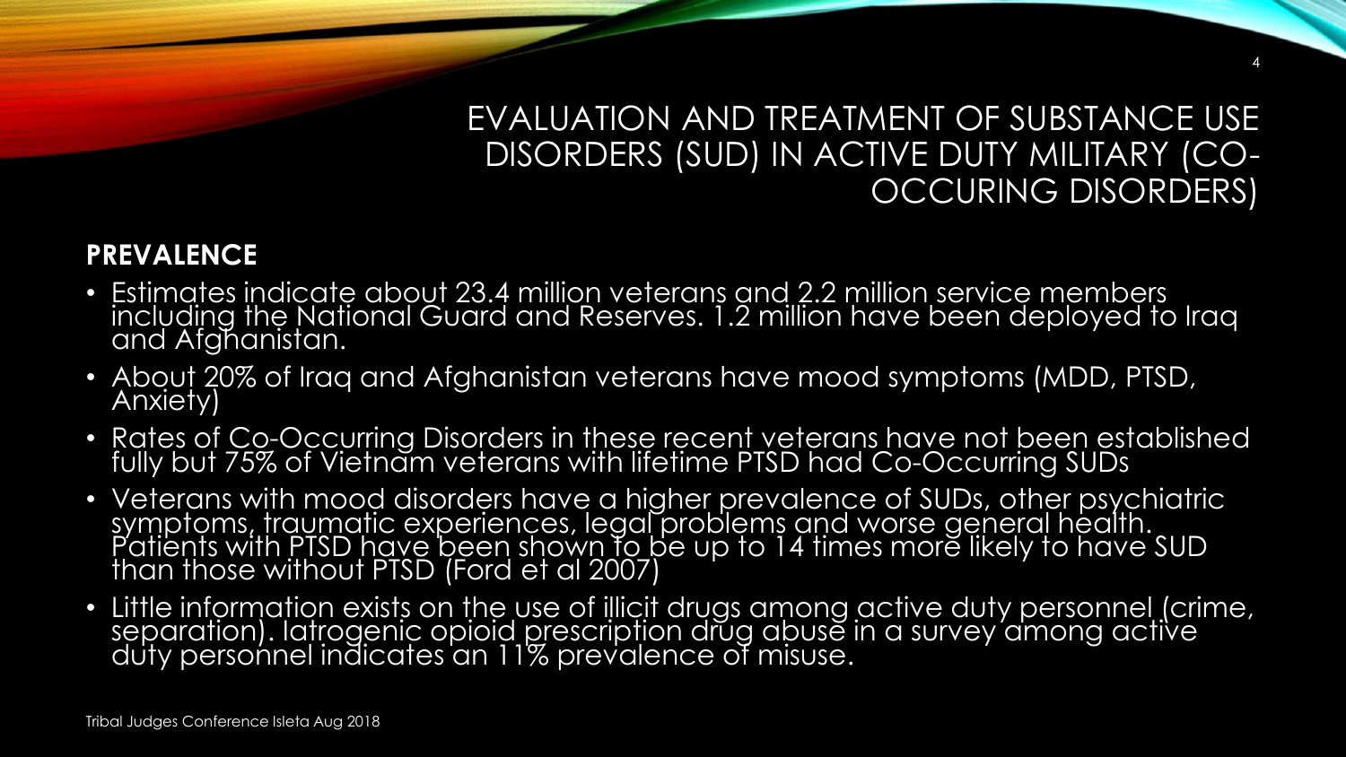# EVALUATION AND TREATMENT OF SUBSTANCE USE DISORDERS (SUD) IN ACTIVE DUTY MILITARY (CO-OCCURING DISORDERS)

**PREVALENCE**

- Estimates indicate about 23.4 million veterans and 2.2 million service members including the National Guard and Reserves. 1.2 million have been deployed to Iraq and Afghanistan.
- About 20% of Iraq and Afghanistan veterans have mood symptoms (MDD, PTSD, Anxiety)
- Rates of Co-Occurring Disorders in these recent veterans have not been established fully but 75% of Vietnam veterans with lifetime PTSD had Co-Occurring SUDs
- Veterans with mood disorders have a higher prevalence of SUDs, other psychiatric symptoms, traumatic experiences, legal problems and worse general health. Patients with PTSD have been shown to be up to 14 times more likely to have SUD than those without PTSD (Ford et al 2007)
- Little information exists on the use of illicit drugs among active duty personnel (crime, separation). Iatrogenic opioid prescription drug abuse in a survey among active duty personnel indicates an 11% prevalence of misuse.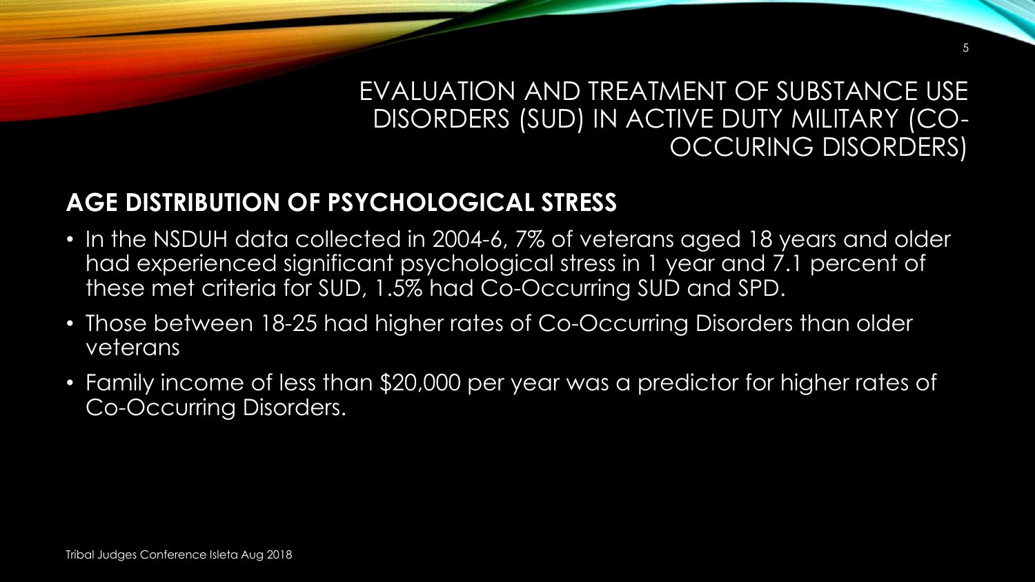# EVALUATION AND TREATMENT OF SUBSTANCE USE DISORDERS (SUD) IN ACTIVE DUTY MILITARY (CO-OCCURING DISORDERS)

## AGE DISTRIBUTION OF PSYCHOLOGICAL STRESS

- In the NSDUH data collected in 2004-6, 7% of veterans aged 18 years and older had experienced significant psychological stress in 1 year and 7.1 percent of these met criteria for SUD, 1.5% had Co-Occurring SUD and SPD.
- Those between 18-25 had higher rates of Co-Occurring Disorders than older veterans
- Family income of less than $20,000 per year was a predictor for higher rates of Co-Occurring Disorders.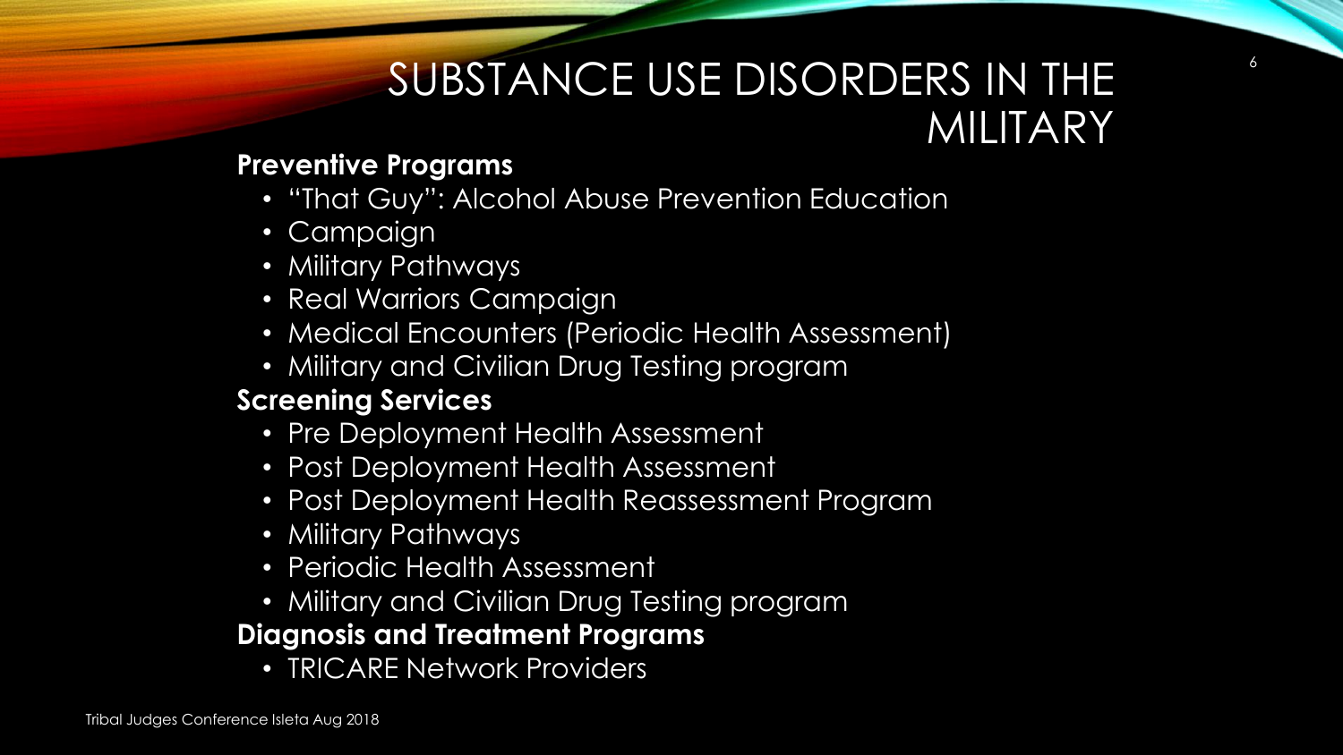# SUBSTANCE USE DISORDERS IN THE MILITARY

**Preventive Programs**

- "That Guy": Alcohol Abuse Prevention Education
- Campaign
- Military Pathways
- Real Warriors Campaign
- Medical Encounters (Periodic Health Assessment)
- Military and Civilian Drug Testing program

**Screening Services**

- Pre Deployment Health Assessment
- Post Deployment Health Assessment
- Post Deployment Health Reassessment Program
- Military Pathways
- Periodic Health Assessment
- Military and Civilian Drug Testing program

**Diagnosis and Treatment Programs**

- TRICARE Network Providers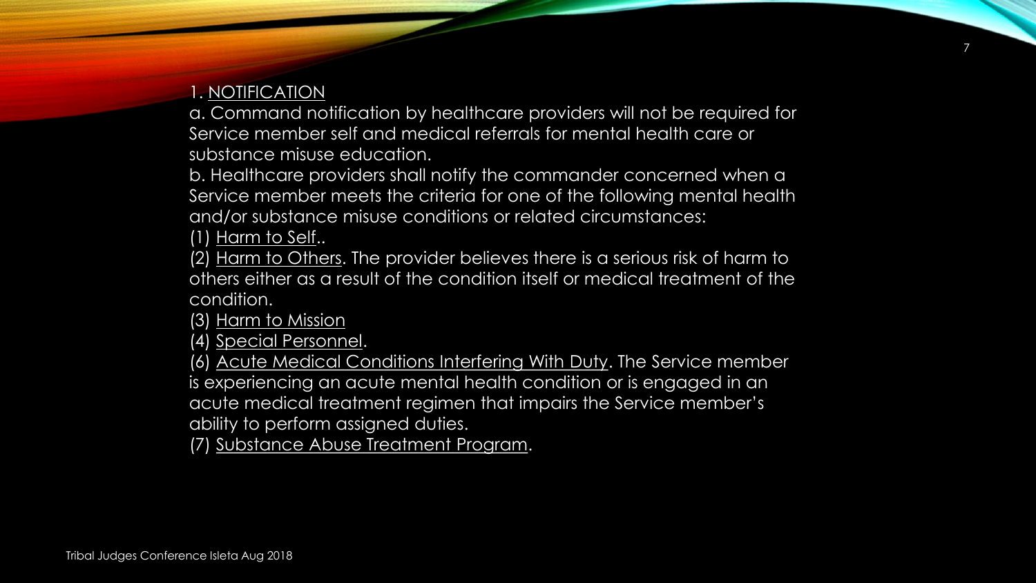1. NOTIFICATION

a. Command notification by healthcare providers will not be required for Service member self and medical referrals for mental health care or substance misuse education.

b. Healthcare providers shall notify the commander concerned when a Service member meets the criteria for one of the following mental health and/or substance misuse conditions or related circumstances:

(1) Harm to Self..

(2) Harm to Others. The provider believes there is a serious risk of harm to others either as a result of the condition itself or medical treatment of the condition.

(3) Harm to Mission

(4) Special Personnel.

(6) Acute Medical Conditions Interfering With Duty. The Service member is experiencing an acute mental health condition or is engaged in an acute medical treatment regimen that impairs the Service member's ability to perform assigned duties.

(7) Substance Abuse Treatment Program.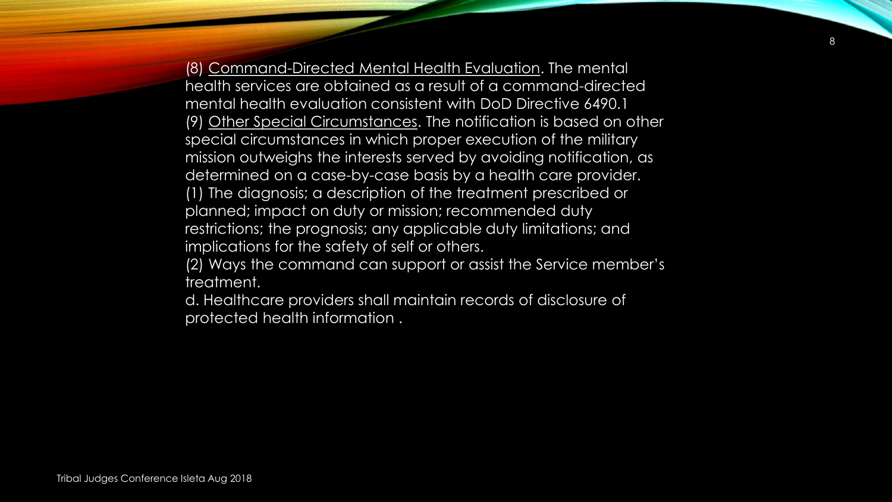(8) Command-Directed Mental Health Evaluation. The mental health services are obtained as a result of a command-directed mental health evaluation consistent with DoD Directive 6490.1

(9) Other Special Circumstances. The notification is based on other special circumstances in which proper execution of the military mission outweighs the interests served by avoiding notification, as determined on a case-by-case basis by a health care provider.

(1) The diagnosis; a description of the treatment prescribed or planned; impact on duty or mission; recommended duty restrictions; the prognosis; any applicable duty limitations; and implications for the safety of self or others.

(2) Ways the command can support or assist the Service member's treatment.

d. Healthcare providers shall maintain records of disclosure of protected health information .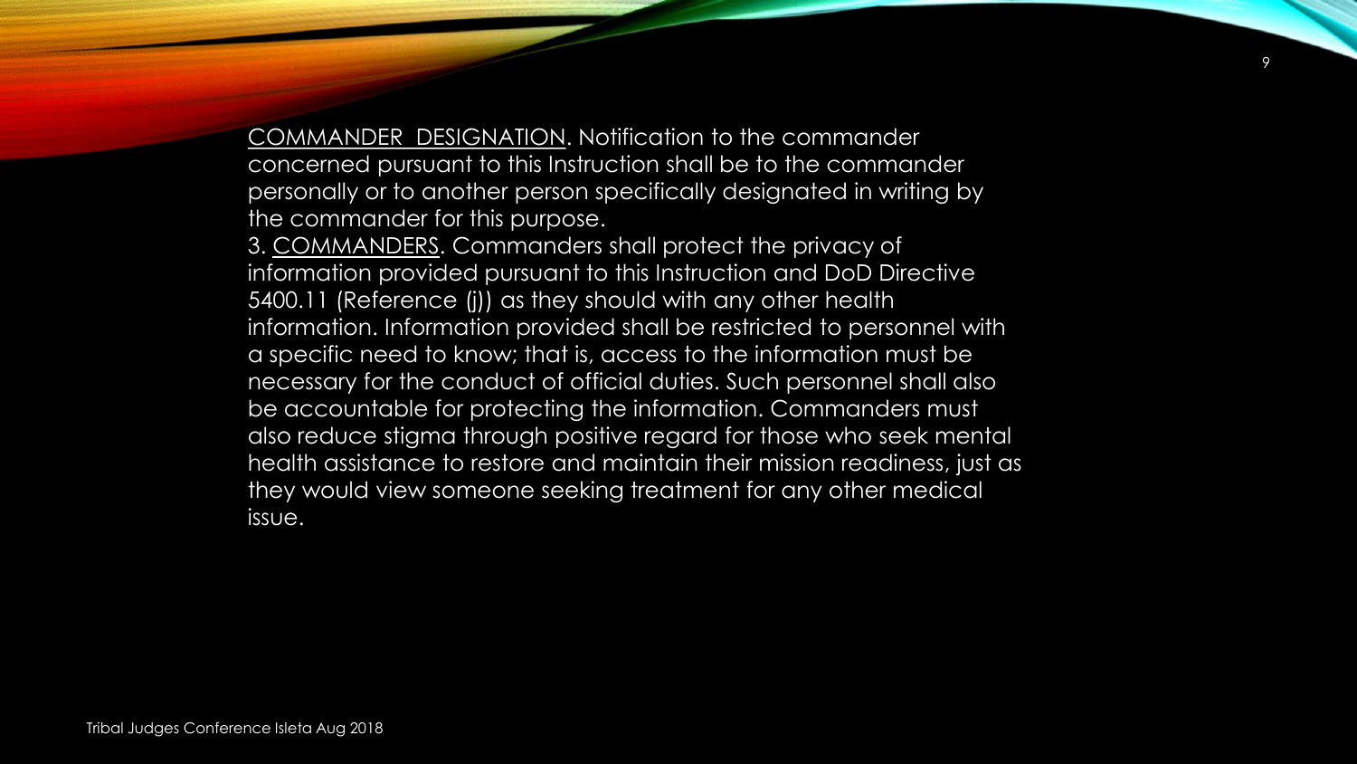<u>COMMANDER DESIGNATION</u>. Notification to the commander concerned pursuant to this Instruction shall be to the commander personally or to another person specifically designated in writing by the commander for this purpose.

3. <u>COMMANDERS</u>. Commanders shall protect the privacy of information provided pursuant to this Instruction and DoD Directive 5400.11 (Reference (j)) as they should with any other health information. Information provided shall be restricted to personnel with a specific need to know; that is, access to the information must be necessary for the conduct of official duties. Such personnel shall also be accountable for protecting the information. Commanders must also reduce stigma through positive regard for those who seek mental health assistance to restore and maintain their mission readiness, just as they would view someone seeking treatment for any other medical issue.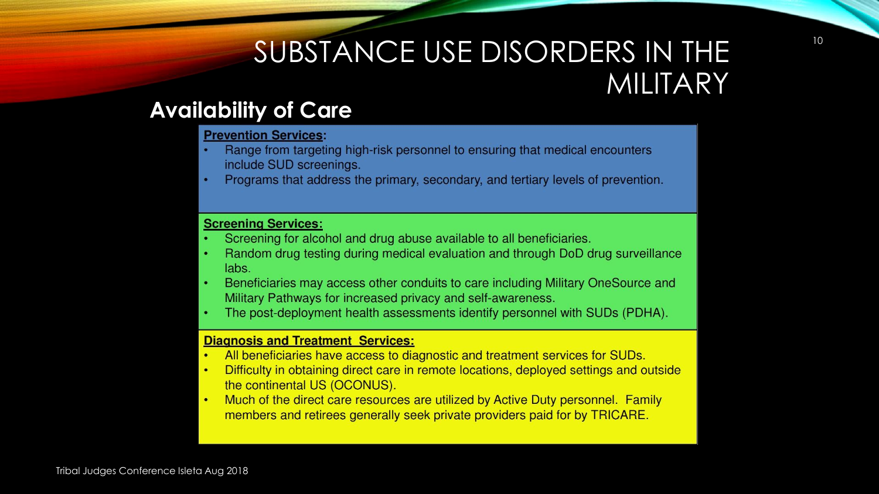# SUBSTANCE USE DISORDERS IN THE MILITARY

## Availability of Care

**Prevention Services:**

- Range from targeting high-risk personnel to ensuring that medical encounters include SUD screenings.
- Programs that address the primary, secondary, and tertiary levels of prevention.

**Screening Services:**

- Screening for alcohol and drug abuse available to all beneficiaries.
- Random drug testing during medical evaluation and through DoD drug surveillance labs.
- Beneficiaries may access other conduits to care including Military OneSource and Military Pathways for increased privacy and self-awareness.
- The post-deployment health assessments identify personnel with SUDs (PDHA).

**Diagnosis and Treatment Services:**

- All beneficiaries have access to diagnostic and treatment services for SUDs.
- Difficulty in obtaining direct care in remote locations, deployed settings and outside the continental US (OCONUS).
- Much of the direct care resources are utilized by Active Duty personnel. Family members and retirees generally seek private providers paid for by TRICARE.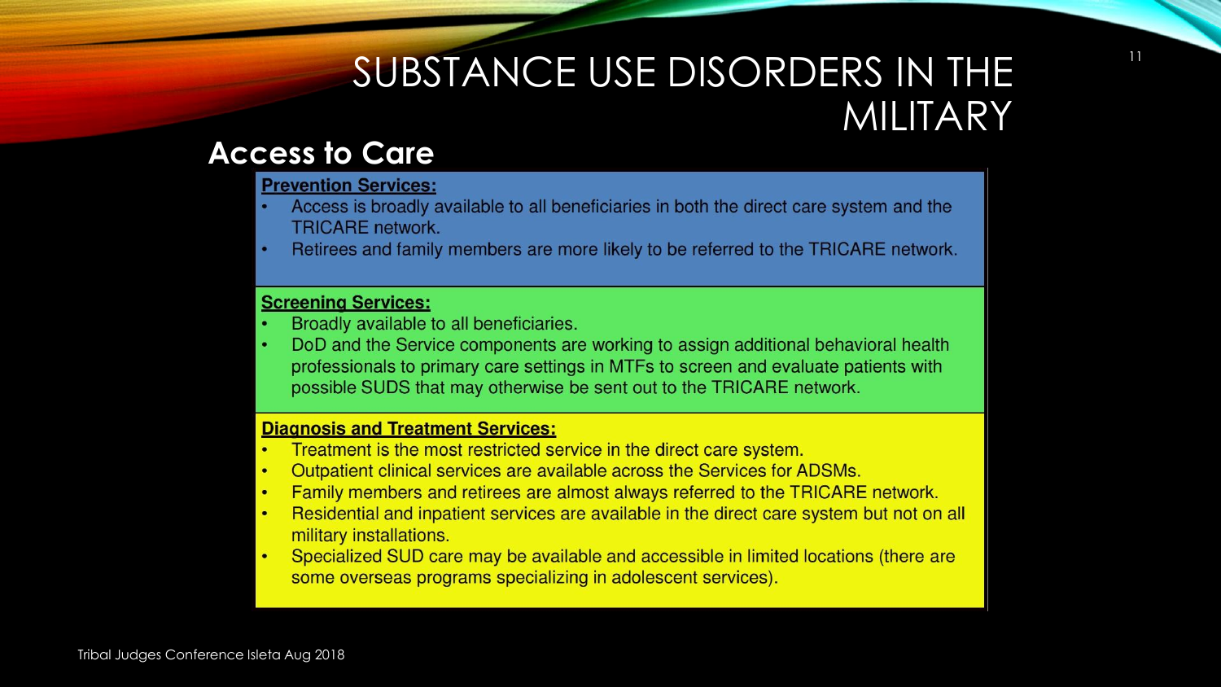# SUBSTANCE USE DISORDERS IN THE MILITARY

## Access to Care

**Prevention Services:**

- Access is broadly available to all beneficiaries in both the direct care system and the TRICARE network.
- Retirees and family members are more likely to be referred to the TRICARE network.

**Screening Services:**

- Broadly available to all beneficiaries.
- DoD and the Service components are working to assign additional behavioral health professionals to primary care settings in MTFs to screen and evaluate patients with possible SUDS that may otherwise be sent out to the TRICARE network.

**Diagnosis and Treatment Services:**

- Treatment is the most restricted service in the direct care system.
- Outpatient clinical services are available across the Services for ADSMs.
- Family members and retirees are almost always referred to the TRICARE network.
- Residential and inpatient services are available in the direct care system but not on all military installations.
- Specialized SUD care may be available and accessible in limited locations (there are some overseas programs specializing in adolescent services).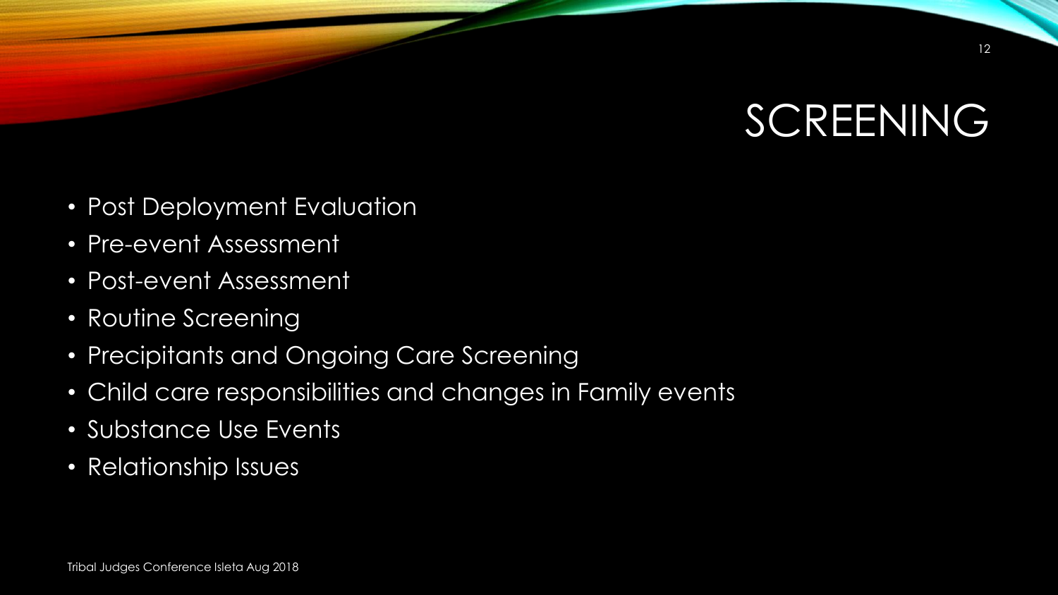# SCREENING

- Post Deployment Evaluation
- Pre-event Assessment
- Post-event Assessment
- Routine Screening
- Precipitants and Ongoing Care Screening
- Child care responsibilities and changes in Family events
- Substance Use Events
- Relationship Issues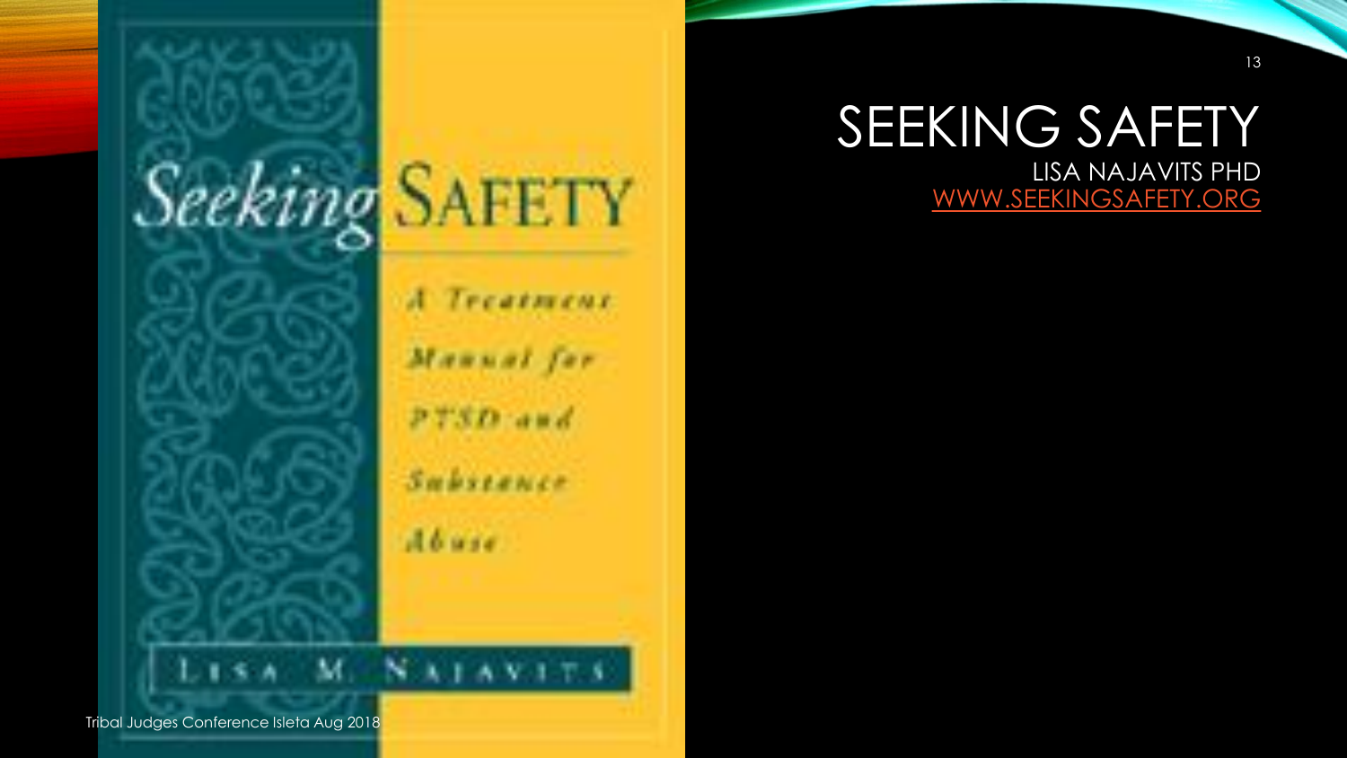# SEEKING SAFETY

LISA NAJAVITS PHD

[WWW.SEEKINGSAFETY.ORG](http://www.seekingsafety.org)

Seeking Safety

A Treatment Manual for PTSD and Substance Abuse

Lisa M. Najavits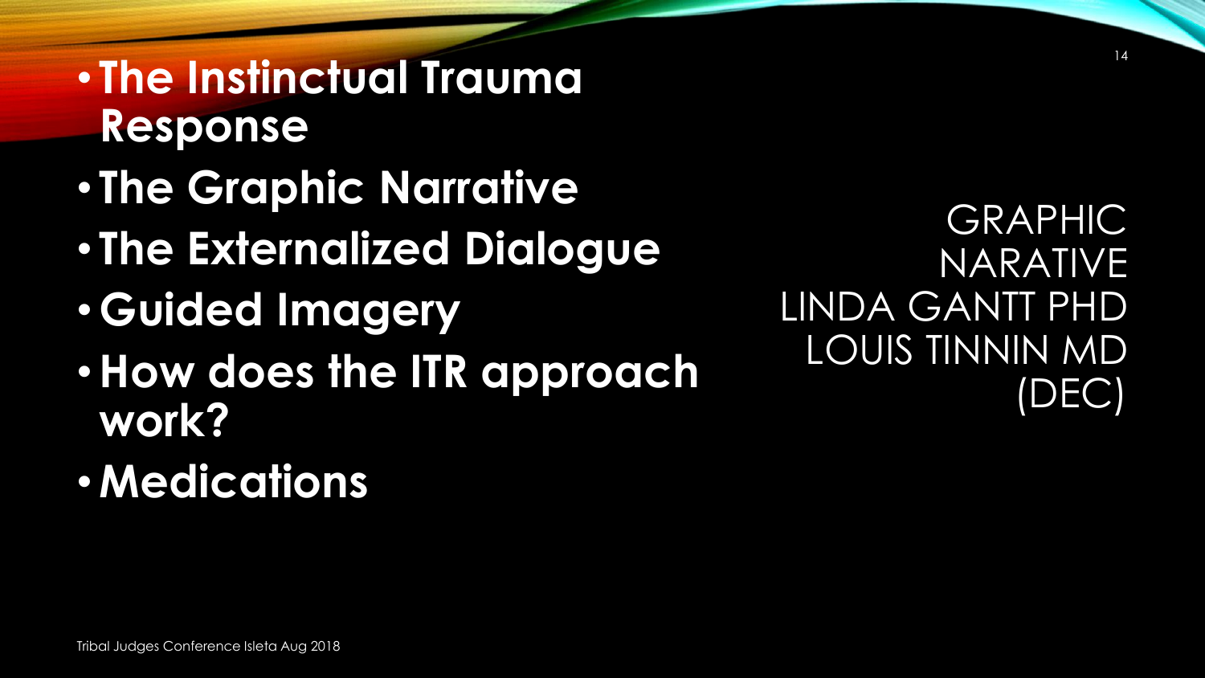- **The Instinctual Trauma Response**
- **The Graphic Narrative**
- **The Externalized Dialogue**
- **Guided Imagery**
- **How does the ITR approach work?**
- **Medications**

GRAPHIC NARATIVE
LINDA GANTT PHD
LOUIS TINNIN MD (DEC)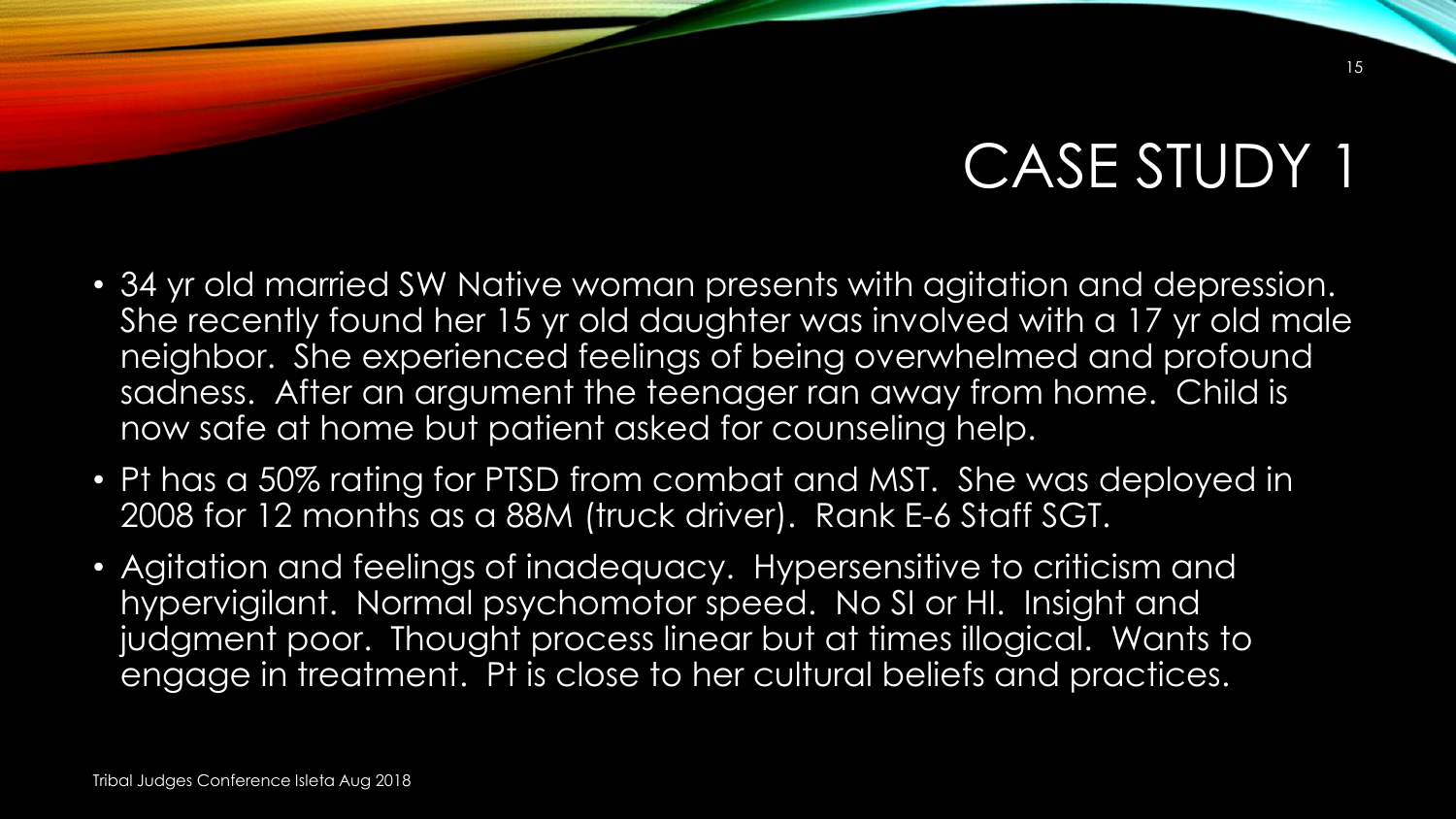# CASE STUDY 1

- 34 yr old married SW Native woman presents with agitation and depression. She recently found her 15 yr old daughter was involved with a 17 yr old male neighbor. She experienced feelings of being overwhelmed and profound sadness. After an argument the teenager ran away from home. Child is now safe at home but patient asked for counseling help.
- Pt has a 50% rating for PTSD from combat and MST. She was deployed in 2008 for 12 months as a 88M (truck driver). Rank E-6 Staff SGT.
- Agitation and feelings of inadequacy. Hypersensitive to criticism and hypervigilant. Normal psychomotor speed. No SI or HI. Insight and judgment poor. Thought process linear but at times illogical. Wants to engage in treatment. Pt is close to her cultural beliefs and practices.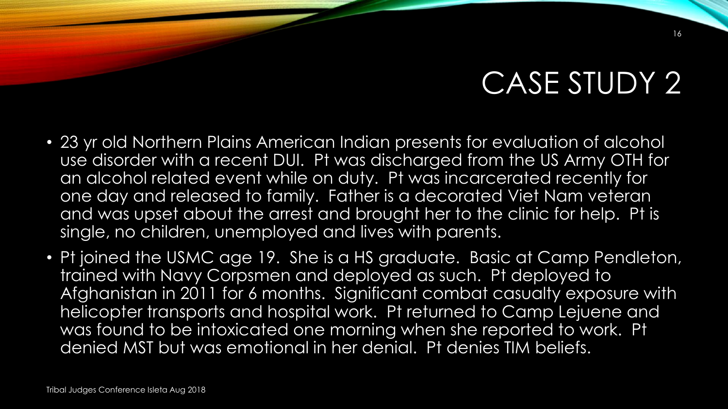# CASE STUDY 2

- 23 yr old Northern Plains American Indian presents for evaluation of alcohol use disorder with a recent DUI. Pt was discharged from the US Army OTH for an alcohol related event while on duty. Pt was incarcerated recently for one day and released to family. Father is a decorated Viet Nam veteran and was upset about the arrest and brought her to the clinic for help. Pt is single, no children, unemployed and lives with parents.
- Pt joined the USMC age 19. She is a HS graduate. Basic at Camp Pendleton, trained with Navy Corpsmen and deployed as such. Pt deployed to Afghanistan in 2011 for 6 months. Significant combat casualty exposure with helicopter transports and hospital work. Pt returned to Camp Lejuene and was found to be intoxicated one morning when she reported to work. Pt denied MST but was emotional in her denial. Pt denies TIM beliefs.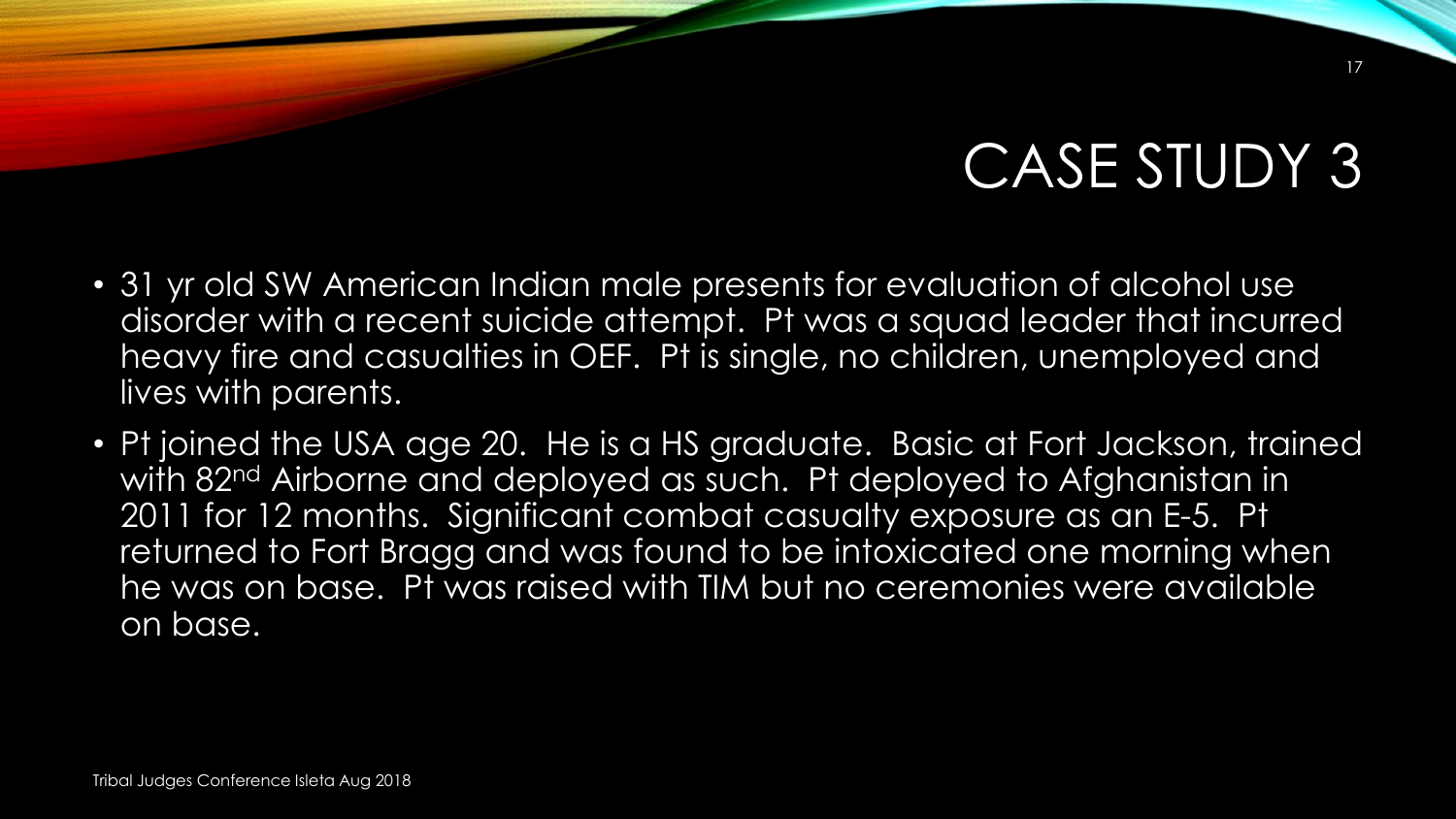# CASE STUDY 3

- 31 yr old SW American Indian male presents for evaluation of alcohol use disorder with a recent suicide attempt. Pt was a squad leader that incurred heavy fire and casualties in OEF. Pt is single, no children, unemployed and lives with parents.
- Pt joined the USA age 20. He is a HS graduate. Basic at Fort Jackson, trained with 82nd Airborne and deployed as such. Pt deployed to Afghanistan in 2011 for 12 months. Significant combat casualty exposure as an E-5. Pt returned to Fort Bragg and was found to be intoxicated one morning when he was on base. Pt was raised with TIM but no ceremonies were available on base.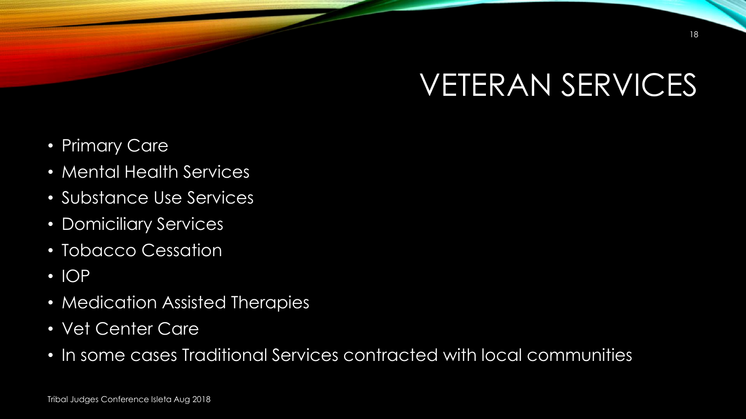# VETERAN SERVICES

- Primary Care
- Mental Health Services
- Substance Use Services
- Domiciliary Services
- Tobacco Cessation
- IOP
- Medication Assisted Therapies
- Vet Center Care
- In some cases Traditional Services contracted with local communities